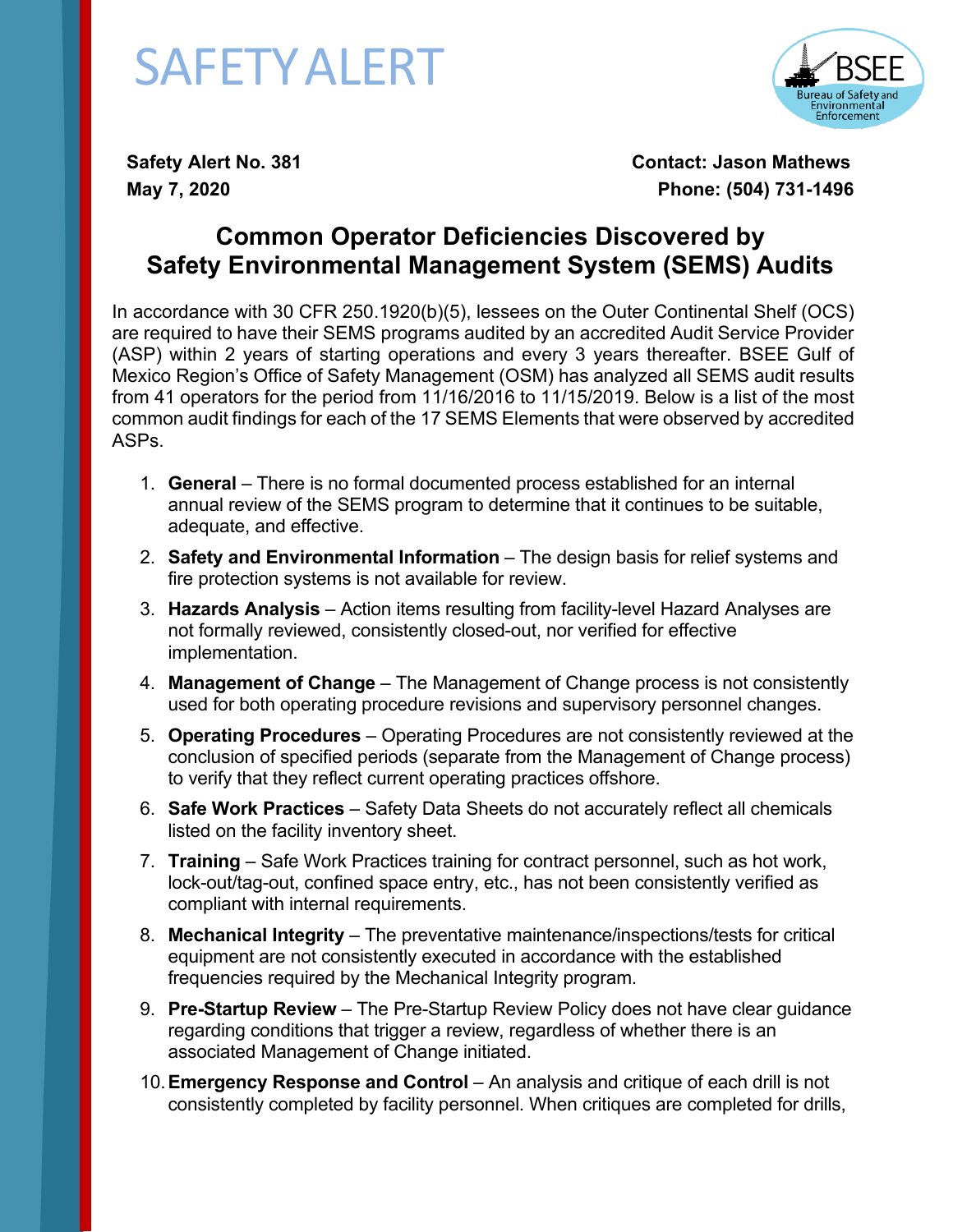# SAFETY ALERT

BSEE
Bureau of Safety and Environmental Enforcement

**Safety Alert No. 381**
**May 7, 2020**

**Contact: Jason Mathews**
**Phone: (504) 731-1496**

## Common Operator Deficiencies Discovered by Safety Environmental Management System (SEMS) Audits

In accordance with 30 CFR 250.1920(b)(5), lessees on the Outer Continental Shelf (OCS) are required to have their SEMS programs audited by an accredited Audit Service Provider (ASP) within 2 years of starting operations and every 3 years thereafter. BSEE Gulf of Mexico Region's Office of Safety Management (OSM) has analyzed all SEMS audit results from 41 operators for the period from 11/16/2016 to 11/15/2019. Below is a list of the most common audit findings for each of the 17 SEMS Elements that were observed by accredited ASPs.

1. **General** – There is no formal documented process established for an internal annual review of the SEMS program to determine that it continues to be suitable, adequate, and effective.
2. **Safety and Environmental Information** – The design basis for relief systems and fire protection systems is not available for review.
3. **Hazards Analysis** – Action items resulting from facility-level Hazard Analyses are not formally reviewed, consistently closed-out, nor verified for effective implementation.
4. **Management of Change** – The Management of Change process is not consistently used for both operating procedure revisions and supervisory personnel changes.
5. **Operating Procedures** – Operating Procedures are not consistently reviewed at the conclusion of specified periods (separate from the Management of Change process) to verify that they reflect current operating practices offshore.
6. **Safe Work Practices** – Safety Data Sheets do not accurately reflect all chemicals listed on the facility inventory sheet.
7. **Training** – Safe Work Practices training for contract personnel, such as hot work, lock-out/tag-out, confined space entry, etc., has not been consistently verified as compliant with internal requirements.
8. **Mechanical Integrity** – The preventative maintenance/inspections/tests for critical equipment are not consistently executed in accordance with the established frequencies required by the Mechanical Integrity program.
9. **Pre-Startup Review** – The Pre-Startup Review Policy does not have clear guidance regarding conditions that trigger a review, regardless of whether there is an associated Management of Change initiated.
10. **Emergency Response and Control** – An analysis and critique of each drill is not consistently completed by facility personnel. When critiques are completed for drills,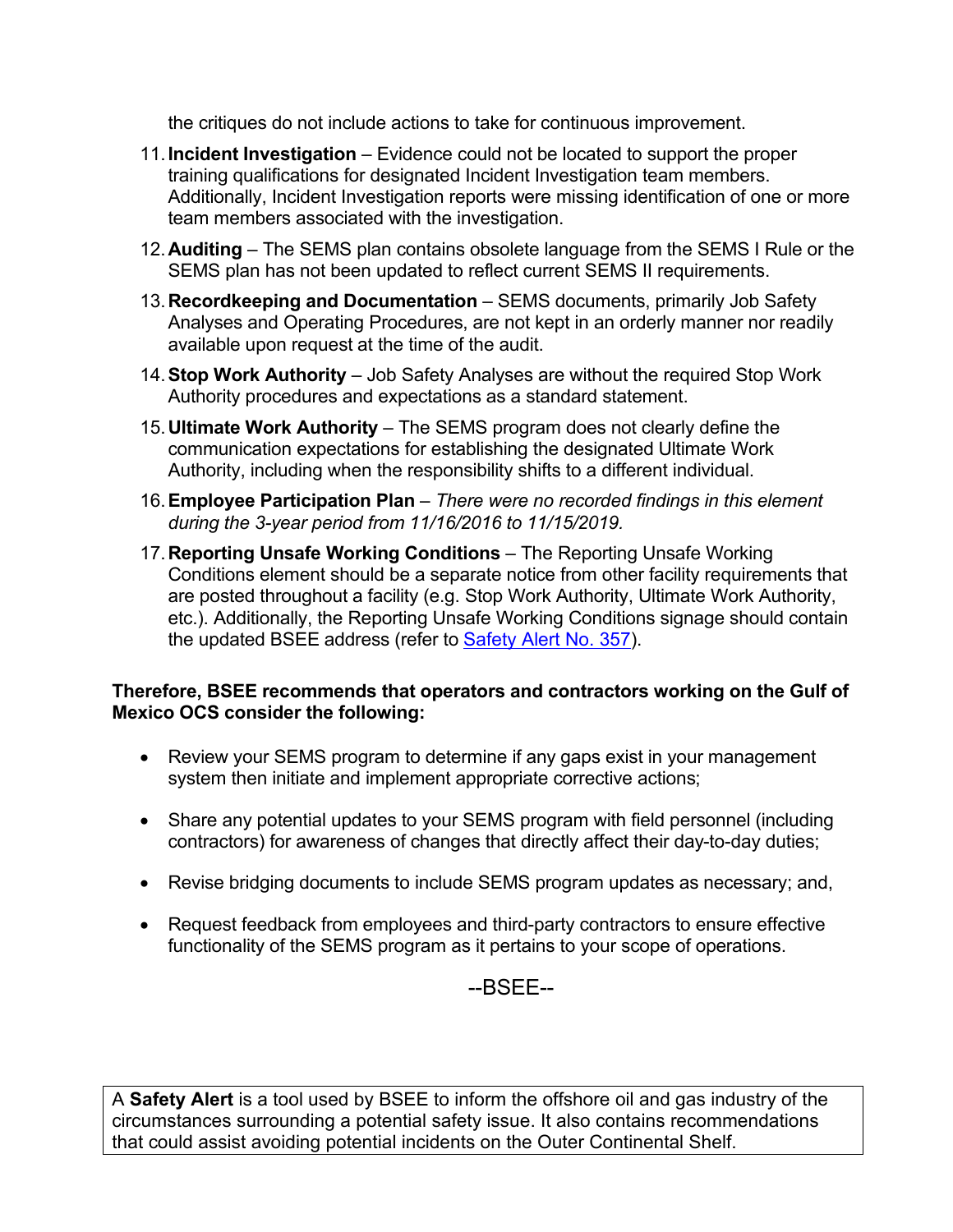the critiques do not include actions to take for continuous improvement.

11. **Incident Investigation** – Evidence could not be located to support the proper training qualifications for designated Incident Investigation team members. Additionally, Incident Investigation reports were missing identification of one or more team members associated with the investigation.
12. **Auditing** – The SEMS plan contains obsolete language from the SEMS I Rule or the SEMS plan has not been updated to reflect current SEMS II requirements.
13. **Recordkeeping and Documentation** – SEMS documents, primarily Job Safety Analyses and Operating Procedures, are not kept in an orderly manner nor readily available upon request at the time of the audit.
14. **Stop Work Authority** – Job Safety Analyses are without the required Stop Work Authority procedures and expectations as a standard statement.
15. **Ultimate Work Authority** – The SEMS program does not clearly define the communication expectations for establishing the designated Ultimate Work Authority, including when the responsibility shifts to a different individual.
16. **Employee Participation Plan** – *There were no recorded findings in this element during the 3-year period from 11/16/2016 to 11/15/2019.*
17. **Reporting Unsafe Working Conditions** – The Reporting Unsafe Working Conditions element should be a separate notice from other facility requirements that are posted throughout a facility (e.g. Stop Work Authority, Ultimate Work Authority, etc.). Additionally, the Reporting Unsafe Working Conditions signage should contain the updated BSEE address (refer to Safety Alert No. 357).

**Therefore, BSEE recommends that operators and contractors working on the Gulf of Mexico OCS consider the following:**

- Review your SEMS program to determine if any gaps exist in your management system then initiate and implement appropriate corrective actions;
- Share any potential updates to your SEMS program with field personnel (including contractors) for awareness of changes that directly affect their day-to-day duties;
- Revise bridging documents to include SEMS program updates as necessary; and,
- Request feedback from employees and third-party contractors to ensure effective functionality of the SEMS program as it pertains to your scope of operations.

--BSEE--

A **Safety Alert** is a tool used by BSEE to inform the offshore oil and gas industry of the circumstances surrounding a potential safety issue. It also contains recommendations that could assist avoiding potential incidents on the Outer Continental Shelf.